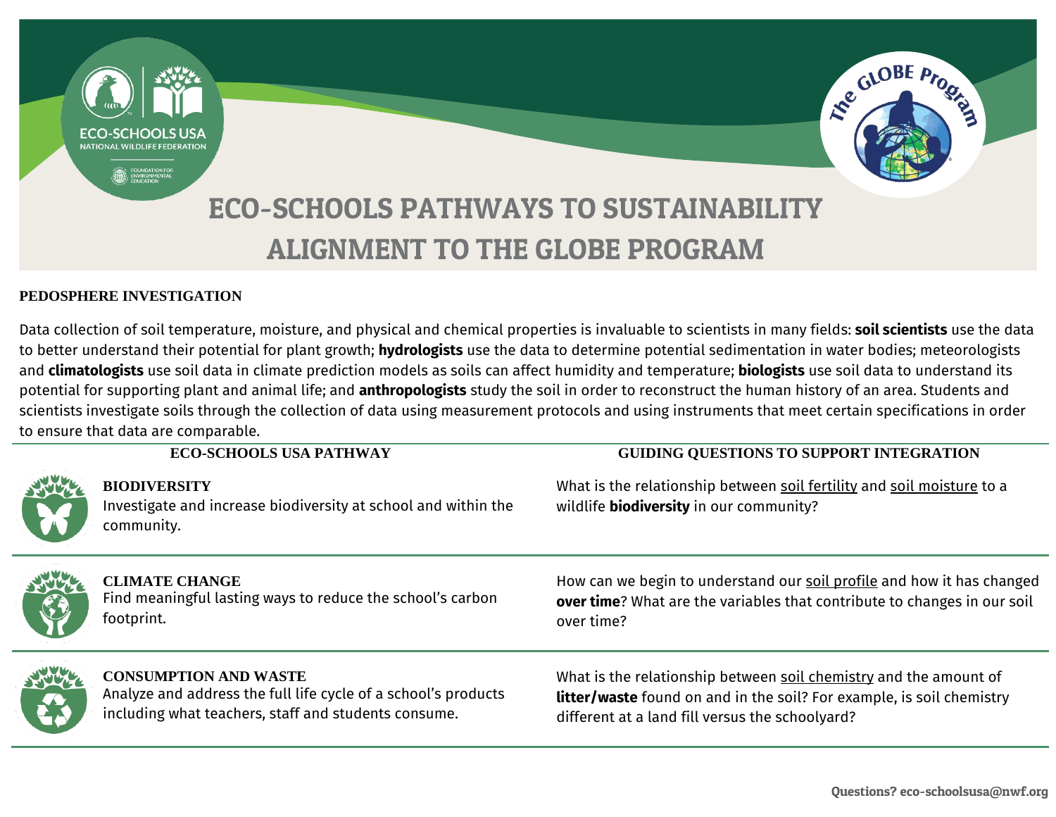# ECO-SCHOOLS PATHWAYS TO SUSTAINABILITY ALIGNMENT TO THE GLOBE PROGRAM

## PEDOSPHERE INVESTIGATION

Data collection of soil temperature, moisture, and physical and chemical properties is invaluable to scientists in many fields: **soil scientists** use the data to better understand their potential for plant growth; **hydrologists** use the data to determine potential sedimentation in water bodies; meteorologists and **climatologists** use soil data in climate prediction models as soils can affect humidity and temperature; **biologists** use soil data to understand its potential for supporting plant and animal life; and **anthropologists** study the soil in order to reconstruct the human history of an area. Students and scientists investigate soils through the collection of data using measurement protocols and using instruments that meet certain specifications in order to ensure that data are comparable.

| ECO-SCHOOLS USA PATHWAY | GUIDING QUESTIONS TO SUPPORT INTEGRATION |
| --- | --- |
| **BIODIVERSITY**<br>Investigate and increase biodiversity at school and within the community. | What is the relationship between soil fertility and soil moisture to a wildlife **biodiversity** in our community? |
| **CLIMATE CHANGE**<br>Find meaningful lasting ways to reduce the school's carbon footprint. | How can we begin to understand our soil profile and how it has changed **over time**? What are the variables that contribute to changes in our soil over time? |
| **CONSUMPTION AND WASTE**<br>Analyze and address the full life cycle of a school's products including what teachers, staff and students consume. | What is the relationship between soil chemistry and the amount of **litter/waste** found on and in the soil? For example, is soil chemistry different at a land fill versus the schoolyard? |

Questions? eco-schoolsusa@nwf.org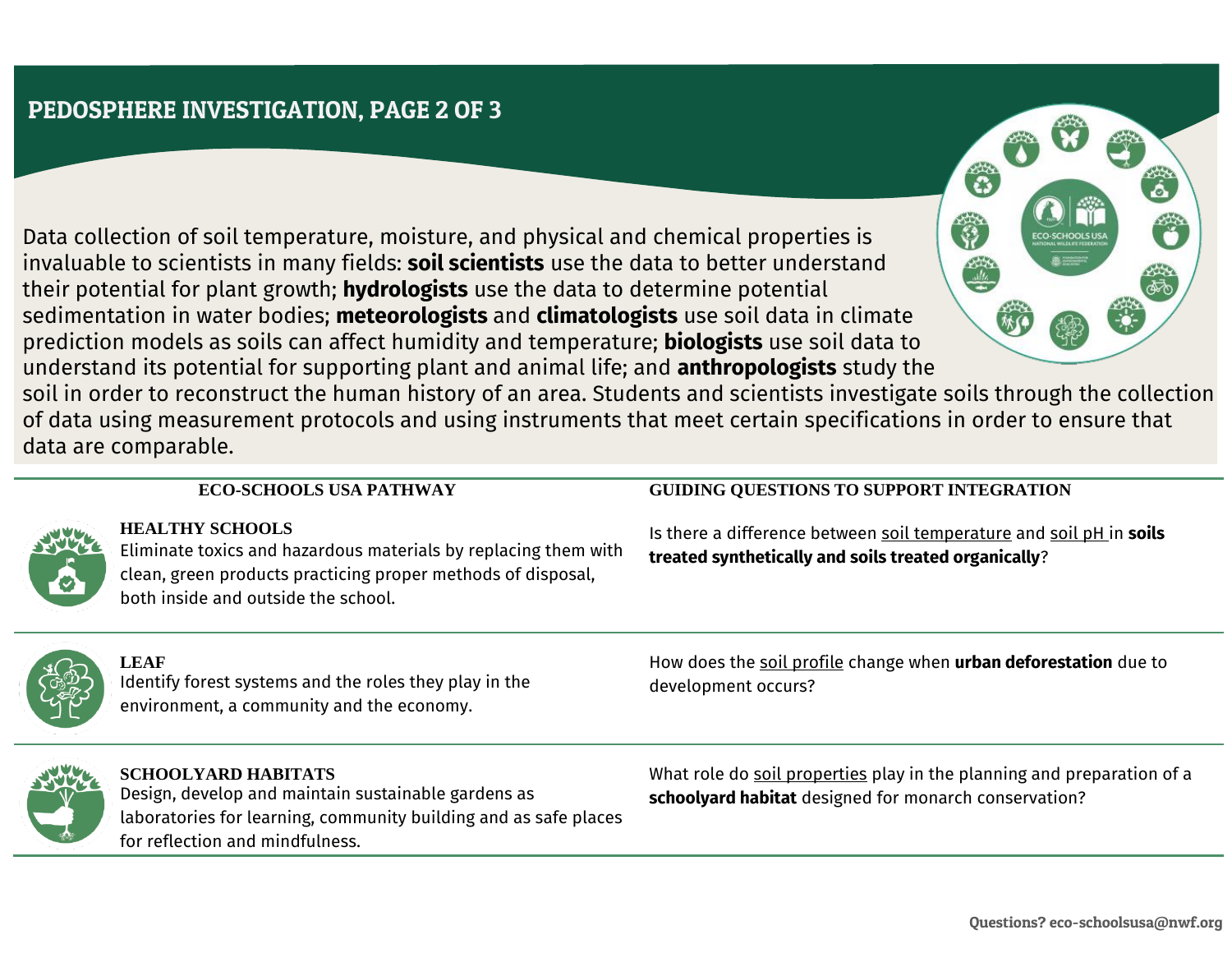# PEDOSPHERE INVESTIGATION, PAGE 2 OF 3

Data collection of soil temperature, moisture, and physical and chemical properties is invaluable to scientists in many fields: **soil scientists** use the data to better understand their potential for plant growth; **hydrologists** use the data to determine potential sedimentation in water bodies; **meteorologists** and **climatologists** use soil data in climate prediction models as soils can affect humidity and temperature; **biologists** use soil data to understand its potential for supporting plant and animal life; and **anthropologists** study the soil in order to reconstruct the human history of an area. Students and scientists investigate soils through the collection of data using measurement protocols and using instruments that meet certain specifications in order to ensure that data are comparable.

| ECO-SCHOOLS USA PATHWAY | GUIDING QUESTIONS TO SUPPORT INTEGRATION |
|---|---|
| **HEALTHY SCHOOLS**<br>Eliminate toxics and hazardous materials by replacing them with clean, green products practicing proper methods of disposal, both inside and outside the school. | Is there a difference between soil temperature and soil pH in **soils treated synthetically and soils treated organically**? |
| **LEAF**<br>Identify forest systems and the roles they play in the environment, a community and the economy. | How does the soil profile change when **urban deforestation** due to development occurs? |
| **SCHOOLYARD HABITATS**<br>Design, develop and maintain sustainable gardens as laboratories for learning, community building and as safe places for reflection and mindfulness. | What role do soil properties play in the planning and preparation of a **schoolyard habitat** designed for monarch conservation? |

Questions? eco-schoolsusa@nwf.org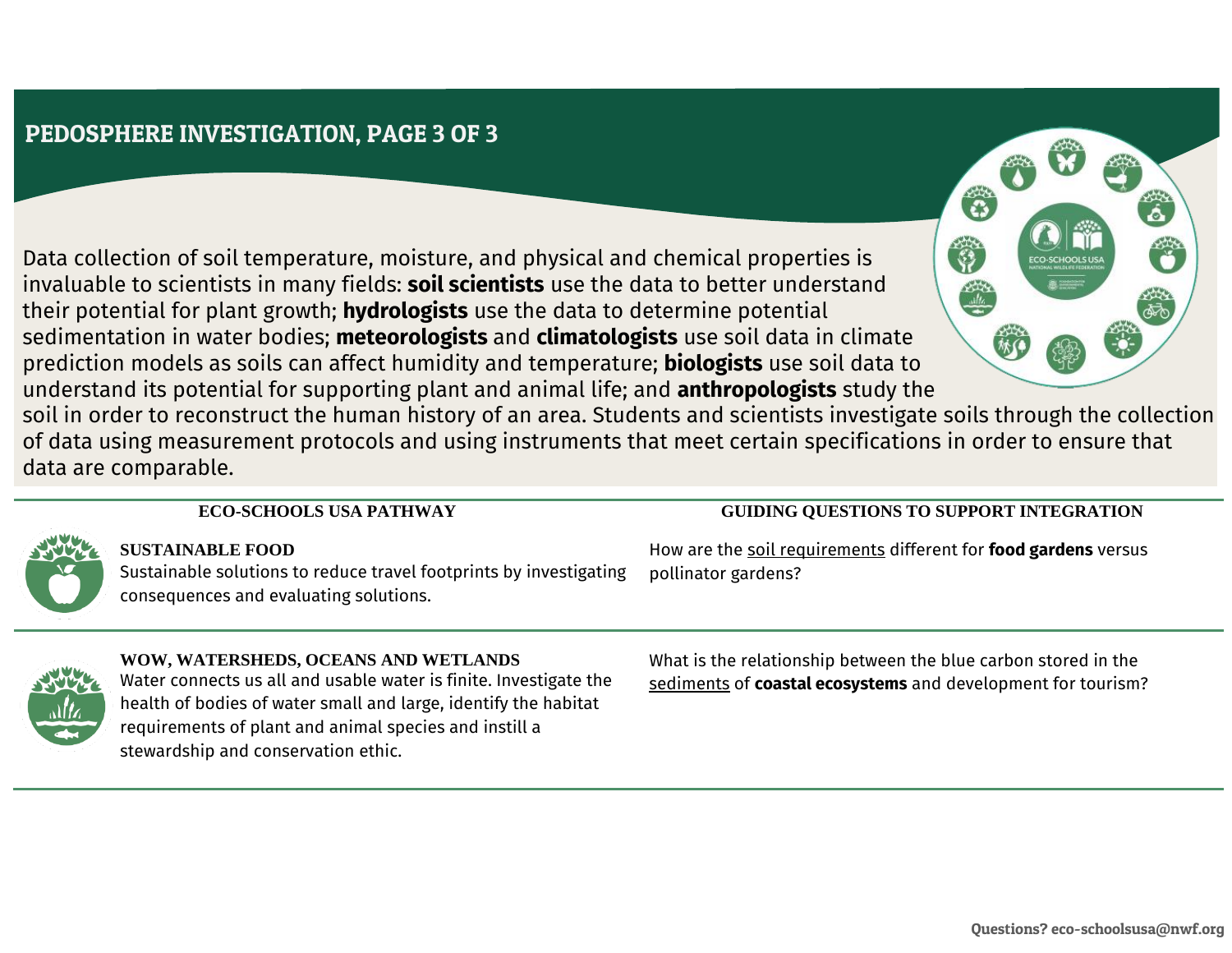# PEDOSPHERE INVESTIGATION, PAGE 3 OF 3

Data collection of soil temperature, moisture, and physical and chemical properties is invaluable to scientists in many fields: **soil scientists** use the data to better understand their potential for plant growth; **hydrologists** use the data to determine potential sedimentation in water bodies; **meteorologists** and **climatologists** use soil data in climate prediction models as soils can affect humidity and temperature; **biologists** use soil data to understand its potential for supporting plant and animal life; and **anthropologists** study the soil in order to reconstruct the human history of an area. Students and scientists investigate soils through the collection of data using measurement protocols and using instruments that meet certain specifications in order to ensure that data are comparable.

| ECO-SCHOOLS USA PATHWAY | GUIDING QUESTIONS TO SUPPORT INTEGRATION |
|---|---|
| **SUSTAINABLE FOOD**<br>Sustainable solutions to reduce travel footprints by investigating consequences and evaluating solutions. | How are the soil requirements different for **food gardens** versus pollinator gardens? |
| **WOW, WATERSHEDS, OCEANS AND WETLANDS**<br>Water connects us all and usable water is finite. Investigate the health of bodies of water small and large, identify the habitat requirements of plant and animal species and instill a stewardship and conservation ethic. | What is the relationship between the blue carbon stored in the sediments of **coastal ecosystems** and development for tourism? |

Questions? eco-schoolsusa@nwf.org